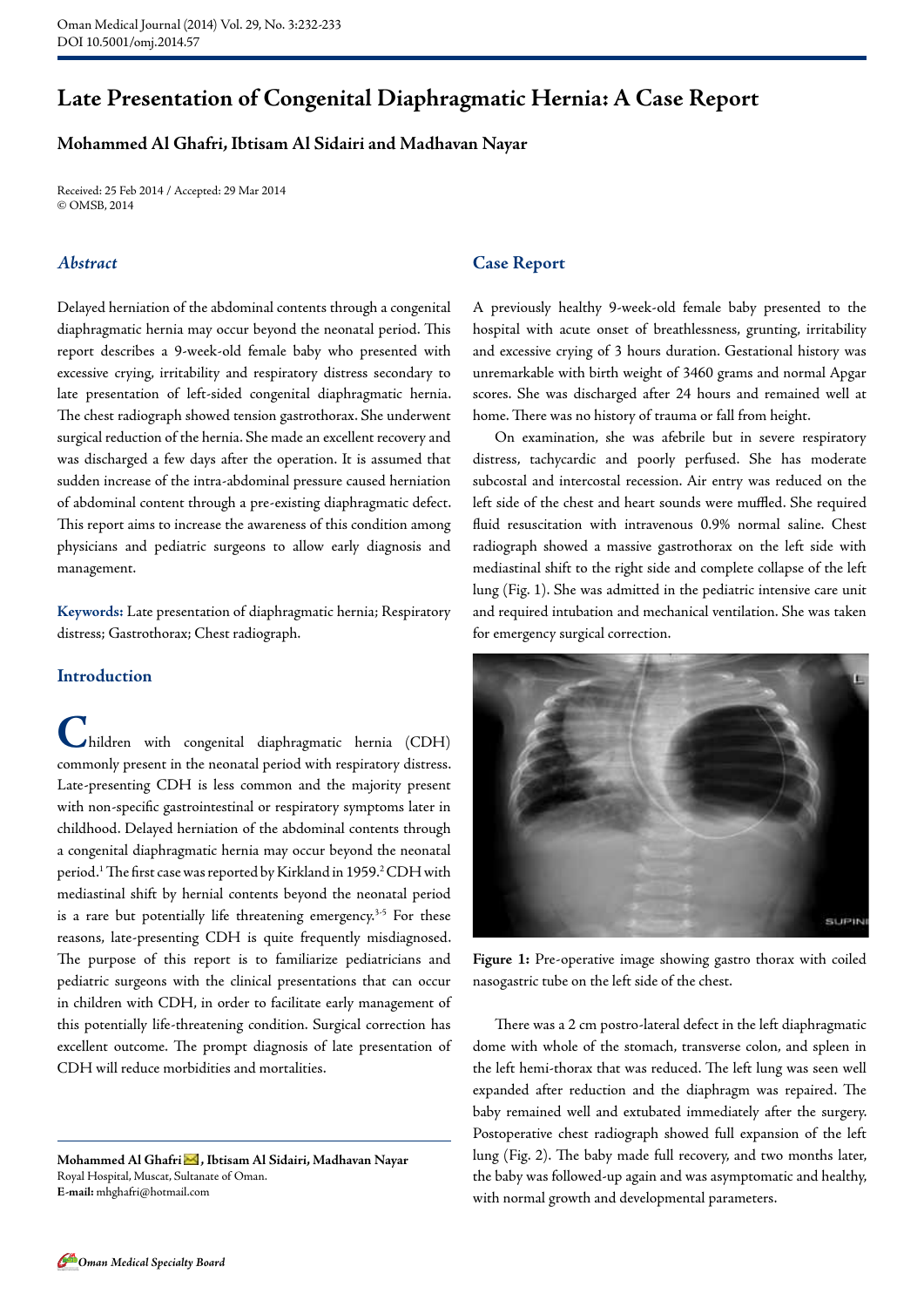# Late Presentation of Congenital Diaphragmatic Hernia: A Case Report

**Mohammed Al Ghafri, Ibtisam Al Sidairi and Madhavan Nayar**

Received: 25 Feb 2014 / Accepted: 29 Mar 2014
© OMSB, 2014

## *Abstract*

Delayed herniation of the abdominal contents through a congenital diaphragmatic hernia may occur beyond the neonatal period. This report describes a 9-week-old female baby who presented with excessive crying, irritability and respiratory distress secondary to late presentation of left-sided congenital diaphragmatic hernia. The chest radiograph showed tension gastrothorax. She underwent surgical reduction of the hernia. She made an excellent recovery and was discharged a few days after the operation. It is assumed that sudden increase of the intra-abdominal pressure caused herniation of abdominal content through a pre-existing diaphragmatic defect. This report aims to increase the awareness of this condition among physicians and pediatric surgeons to allow early diagnosis and management.

**Keywords:** Late presentation of diaphragmatic hernia; Respiratory distress; Gastrothorax; Chest radiograph.

## Introduction

Children with congenital diaphragmatic hernia (CDH) commonly present in the neonatal period with respiratory distress. Late-presenting CDH is less common and the majority present with non-specific gastrointestinal or respiratory symptoms later in childhood. Delayed herniation of the abdominal contents through a congenital diaphragmatic hernia may occur beyond the neonatal period.[1] The first case was reported by Kirkland in 1959.[2] CDH with mediastinal shift by hernial contents beyond the neonatal period is a rare but potentially life threatening emergency.[3-5] For these reasons, late-presenting CDH is quite frequently misdiagnosed. The purpose of this report is to familiarize pediatricians and pediatric surgeons with the clinical presentations that can occur in children with CDH, in order to facilitate early management of this potentially life-threatening condition. Surgical correction has excellent outcome. The prompt diagnosis of late presentation of CDH will reduce morbidities and mortalities.

**Mohammed Al Ghafri, Ibtisam Al Sidairi, Madhavan Nayar**
Royal Hospital, Muscat, Sultanate of Oman.
**E-mail:** mhghafri@hotmail.com

## Case Report

A previously healthy 9-week-old female baby presented to the hospital with acute onset of breathlessness, grunting, irritability and excessive crying of 3 hours duration. Gestational history was unremarkable with birth weight of 3460 grams and normal Apgar scores. She was discharged after 24 hours and remained well at home. There was no history of trauma or fall from height.

On examination, she was afebrile but in severe respiratory distress, tachycardic and poorly perfused. She has moderate subcostal and intercostal recession. Air entry was reduced on the left side of the chest and heart sounds were muffled. She required fluid resuscitation with intravenous 0.9% normal saline. Chest radiograph showed a massive gastrothorax on the left side with mediastinal shift to the right side and complete collapse of the left lung (Fig. 1). She was admitted in the pediatric intensive care unit and required intubation and mechanical ventilation. She was taken for emergency surgical correction.

**Figure 1:** Pre-operative image showing gastro thorax with coiled nasogastric tube on the left side of the chest.

There was a 2 cm postro-lateral defect in the left diaphragmatic dome with whole of the stomach, transverse colon, and spleen in the left hemi-thorax that was reduced. The left lung was seen well expanded after reduction and the diaphragm was repaired. The baby remained well and extubated immediately after the surgery. Postoperative chest radiograph showed full expansion of the left lung (Fig. 2). The baby made full recovery, and two months later, the baby was followed-up again and was asymptomatic and healthy, with normal growth and developmental parameters.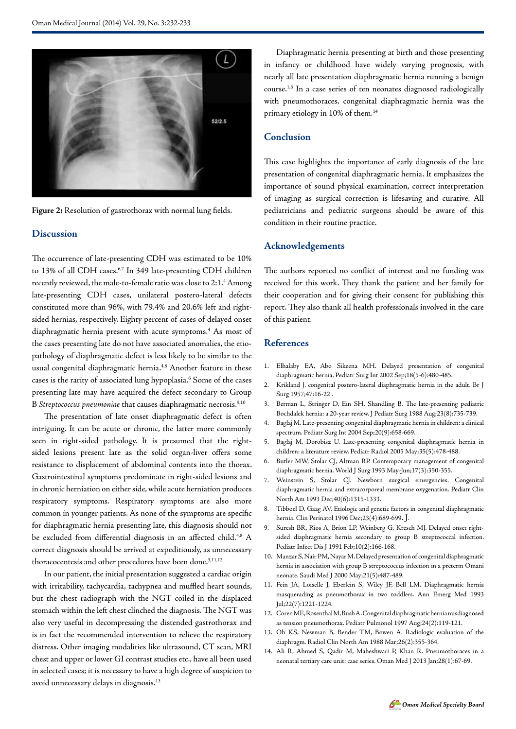Figure 2: Resolution of gastrothorax with normal lung fields.

## Discussion

The occurrence of late-presenting CDH was estimated to be 10% to 13% of all CDH cases.[6,7] In 349 late-presenting CDH children recently reviewed, the male-to-female ratio was close to 2:1.[4] Among late-presenting CDH cases, unilateral postero-lateral defects constituted more than 96%, with 79.4% and 20.6% left and right-sided hernias, respectively. Eighty percent of cases of delayed onset diaphragmatic hernia present with acute symptoms.[4] As most of the cases presenting late do not have associated anomalies, the etio-pathology of diaphragmatic defect is less likely to be similar to the usual congenital diaphragmatic hernia.[4,8] Another feature in these cases is the rarity of associated lung hypoplasia.[6] Some of the cases presenting late may have acquired the defect secondary to Group B *Streptococcus pneumoniae* that causes diaphragmatic necrosis.[9,10]

The presentation of late onset diaphragmatic defect is often intriguing. It can be acute or chronic, the latter more commonly seen in right-sided pathology. It is presumed that the right-sided lesions present late as the solid organ-liver offers some resistance to displacement of abdominal contents into the thorax. Gastrointestinal symptoms predominate in right-sided lesions and in chronic herniation on either side, while acute herniation produces respiratory symptoms. Respiratory symptoms are also more common in younger patients. As none of the symptoms are specific for diaphragmatic hernia presenting late, this diagnosis should not be excluded from differential diagnosis in an affected child.[4,8] A correct diagnosis should be arrived at expeditiously, as unnecessary thoracocentesis and other procedures have been done.[3,11,12]

In our patient, the initial presentation suggested a cardiac origin with irritability, tachycardia, tachypnea and muffled heart sounds, but the chest radiograph with the NGT coiled in the displaced stomach within the left chest clinched the diagnosis. The NGT was also very useful in decompressing the distended gastrothorax and is in fact the recommended intervention to relieve the respiratory distress. Other imaging modalities like ultrasound, CT scan, MRI chest and upper or lower GI contrast studies etc., have all been used in selected cases; it is necessary to have a high degree of suspicion to avoid unnecessary delays in diagnosis.[13]

Diaphragmatic hernia presenting at birth and those presenting in infancy or childhood have widely varying prognosis, with nearly all late presentation diaphragmatic hernia running a benign course.[1,6] In a case series of ten neonates diagnosed radiologically with pneumothoraces, congenital diaphragmatic hernia was the primary etiology in 10% of them.[14]

## Conclusion

This case highlights the importance of early diagnosis of the late presentation of congenital diaphragmatic hernia. It emphasizes the importance of sound physical examination, correct interpretation of imaging as surgical correction is lifesaving and curative. All pediatricians and pediatric surgeons should be aware of this condition in their routine practice.

## Acknowledgements

The authors reported no conflict of interest and no funding was received for this work. They thank the patient and her family for their cooperation and for giving their consent for publishing this report. They also thank all health professionals involved in the care of this patient.

## References

1. Elhalaby EA, Abo Sikeena MH. Delayed presentation of congenital diaphragmatic hernia. Pediatr Surg Int 2002 Sep;18(5-6):480-485.
2. Krikland J. congenital postero-lateral diaphragmatic hernia in the adult. Br J Surg 1957;47:16-22 .
3. Berman L, Stringer D, Ein SH, Shandling B. The late-presenting pediatric Bochdalek hernia: a 20-year review. J Pediatr Surg 1988 Aug;23(8):735-739.
4. Bagłaj M. Late-presenting congenital diaphragmatic hernia in children: a clinical spectrum. Pediatr Surg Int 2004 Sep;20(9):658-669.
5. Bagłaj M, Dorobisz U. Late-presenting congenital diaphragmatic hernia in children: a literature review. Pediatr Radiol 2005 May;35(5):478-488.
6. Butler MW, Stolar CJ, Altman RP. Contemporary management of congenital diaphragmatic hernia. World J Surg 1993 May-Jun;17(3):350-355.
7. Weinstein S, Stolar CJ. Newborn surgical emergencies. Congenital diaphragmatic hernia and extracorporeal membrane oxygenation. Pediatr Clin North Am 1993 Dec;40(6):1315-1333.
8. Tibboel D, Gaag AV. Etiologic and genetic factors in congenital diaphragmatic hernia. Clin Perinatol 1996 Dec;23(4):689-699. J.
9. Suresh BR, Rios A, Brion LP, Weinberg G, Kresch MJ. Delayed onset right-sided diaphragmatic hernia secondary to group B streptococcal infection. Pediatr Infect Dis J 1991 Feb;10(2):166-168.
10. Manzar S, Nair PM, Nayar M. Delayed presentation of congenital diaphragmatic hernia in association with group B streptococcus infection in a preterm Omani neonate. Saudi Med J 2000 May;21(5):487-489.
11. Fein JA, Loiselle J, Eberlein S, Wiley JF, Bell LM. Diaphragmatic hernia masquerading as pneumothorax in two toddlers. Ann Emerg Med 1993 Jul;22(7):1221-1224.
12. Coren ME, Rosenthal M, Bush A. Congenital diaphragmatic hernia misdiagnosed as tension pneumothorax. Pediatr Pulmonol 1997 Aug;24(2):119-121.
13. Oh KS, Newman B, Bender TM, Bowen A. Radiologic evaluation of the diaphragm. Radiol Clin North Am 1988 Mar;26(2):355-364.
14. Ali R, Ahmed S, Qadir M, Maheshwari P, Khan R. Pneumothoraces in a neonatal tertiary care unit: case series. Oman Med J 2013 Jan;28(1):67-69.